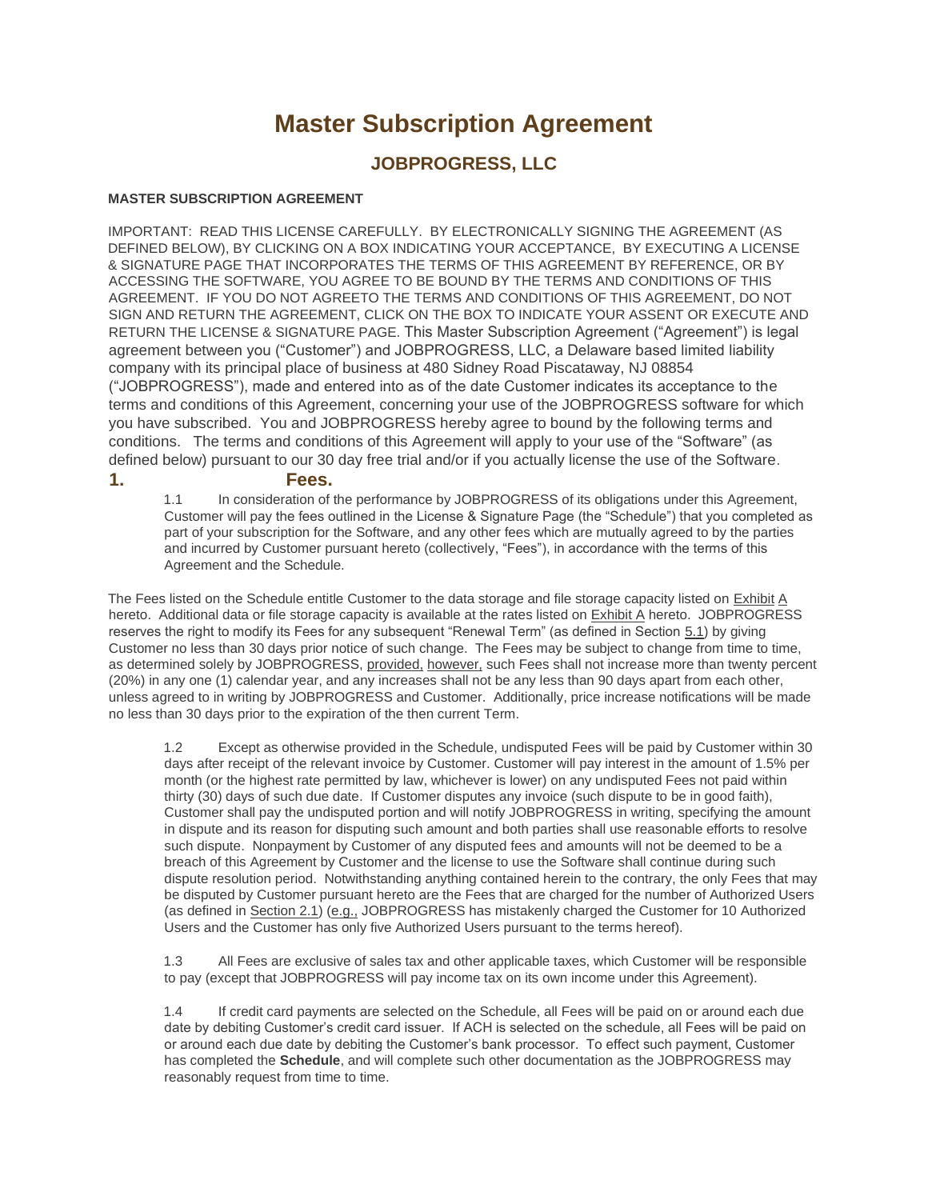# Master Subscription Agreement

## JOBPROGRESS, LLC

**MASTER SUBSCRIPTION AGREEMENT**

IMPORTANT: READ THIS LICENSE CAREFULLY. BY ELECTRONICALLY SIGNING THE AGREEMENT (AS DEFINED BELOW), BY CLICKING ON A BOX INDICATING YOUR ACCEPTANCE, BY EXECUTING A LICENSE & SIGNATURE PAGE THAT INCORPORATES THE TERMS OF THIS AGREEMENT BY REFERENCE, OR BY ACCESSING THE SOFTWARE, YOU AGREE TO BE BOUND BY THE TERMS AND CONDITIONS OF THIS AGREEMENT. IF YOU DO NOT AGREETO THE TERMS AND CONDITIONS OF THIS AGREEMENT, DO NOT SIGN AND RETURN THE AGREEMENT, CLICK ON THE BOX TO INDICATE YOUR ASSENT OR EXECUTE AND RETURN THE LICENSE & SIGNATURE PAGE. This Master Subscription Agreement ("Agreement") is legal agreement between you ("Customer") and JOBPROGRESS, LLC, a Delaware based limited liability company with its principal place of business at 480 Sidney Road Piscataway, NJ 08854 ("JOBPROGRESS"), made and entered into as of the date Customer indicates its acceptance to the terms and conditions of this Agreement, concerning your use of the JOBPROGRESS software for which you have subscribed. You and JOBPROGRESS hereby agree to bound by the following terms and conditions. The terms and conditions of this Agreement will apply to your use of the "Software" (as defined below) pursuant to our 30 day free trial and/or if you actually license the use of the Software.

### 1. Fees.

1.1 In consideration of the performance by JOBPROGRESS of its obligations under this Agreement, Customer will pay the fees outlined in the License & Signature Page (the "Schedule") that you completed as part of your subscription for the Software, and any other fees which are mutually agreed to by the parties and incurred by Customer pursuant hereto (collectively, "Fees"), in accordance with the terms of this Agreement and the Schedule.

The Fees listed on the Schedule entitle Customer to the data storage and file storage capacity listed on Exhibit A hereto. Additional data or file storage capacity is available at the rates listed on Exhibit A hereto. JOBPROGRESS reserves the right to modify its Fees for any subsequent "Renewal Term" (as defined in Section 5.1) by giving Customer no less than 30 days prior notice of such change. The Fees may be subject to change from time to time, as determined solely by JOBPROGRESS, provided, however, such Fees shall not increase more than twenty percent (20%) in any one (1) calendar year, and any increases shall not be any less than 90 days apart from each other, unless agreed to in writing by JOBPROGRESS and Customer. Additionally, price increase notifications will be made no less than 30 days prior to the expiration of the then current Term.

1.2 Except as otherwise provided in the Schedule, undisputed Fees will be paid by Customer within 30 days after receipt of the relevant invoice by Customer. Customer will pay interest in the amount of 1.5% per month (or the highest rate permitted by law, whichever is lower) on any undisputed Fees not paid within thirty (30) days of such due date. If Customer disputes any invoice (such dispute to be in good faith), Customer shall pay the undisputed portion and will notify JOBPROGRESS in writing, specifying the amount in dispute and its reason for disputing such amount and both parties shall use reasonable efforts to resolve such dispute. Nonpayment by Customer of any disputed fees and amounts will not be deemed to be a breach of this Agreement by Customer and the license to use the Software shall continue during such dispute resolution period. Notwithstanding anything contained herein to the contrary, the only Fees that may be disputed by Customer pursuant hereto are the Fees that are charged for the number of Authorized Users (as defined in Section 2.1) (e.g., JOBPROGRESS has mistakenly charged the Customer for 10 Authorized Users and the Customer has only five Authorized Users pursuant to the terms hereof).

1.3 All Fees are exclusive of sales tax and other applicable taxes, which Customer will be responsible to pay (except that JOBPROGRESS will pay income tax on its own income under this Agreement).

1.4 If credit card payments are selected on the Schedule, all Fees will be paid on or around each due date by debiting Customer's credit card issuer. If ACH is selected on the schedule, all Fees will be paid on or around each due date by debiting the Customer's bank processor. To effect such payment, Customer has completed the **Schedule**, and will complete such other documentation as the JOBPROGRESS may reasonably request from time to time.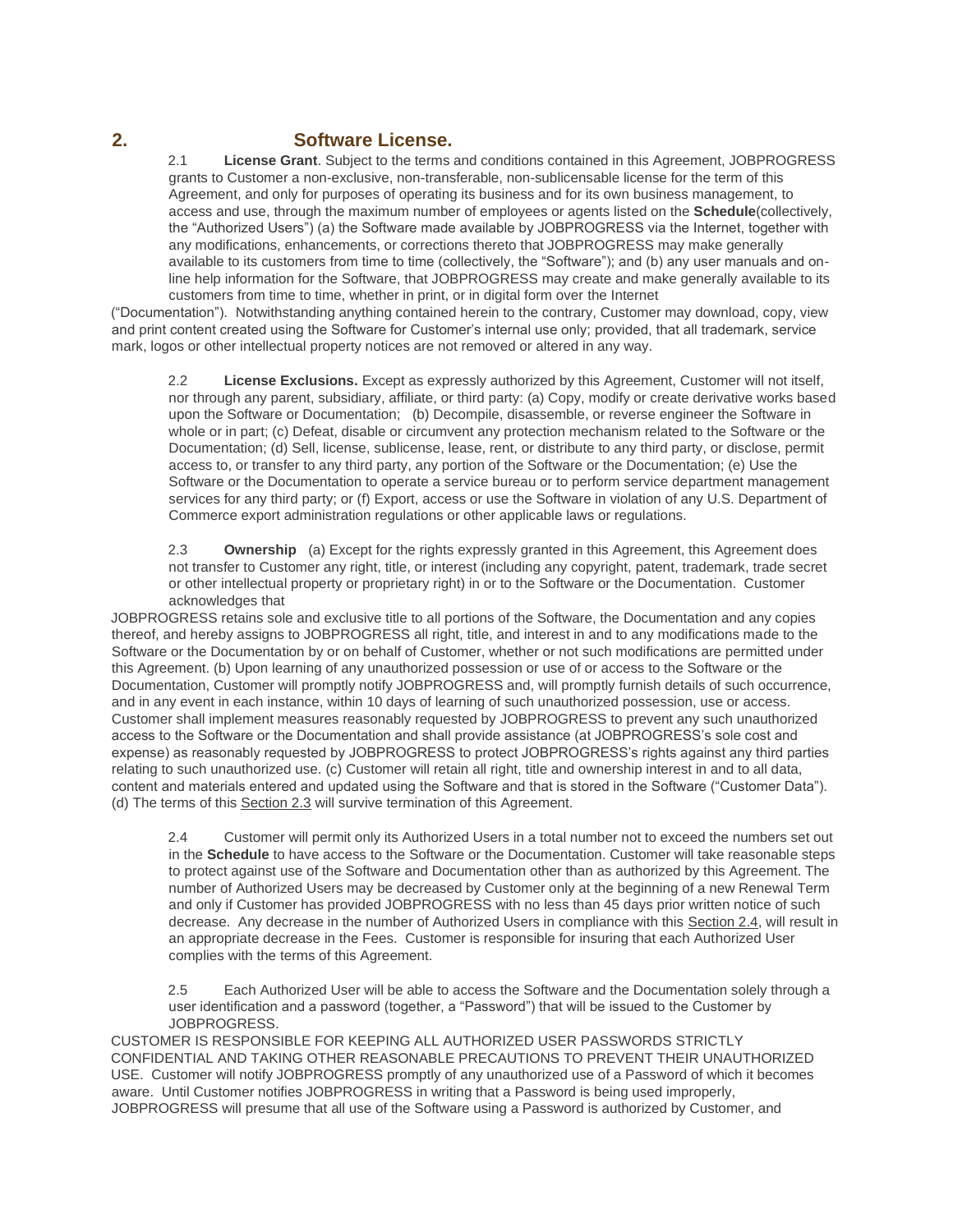## 2. Software License.

2.1 **License Grant**. Subject to the terms and conditions contained in this Agreement, JOBPROGRESS grants to Customer a non-exclusive, non-transferable, non-sublicensable license for the term of this Agreement, and only for purposes of operating its business and for its own business management, to access and use, through the maximum number of employees or agents listed on the **Schedule**(collectively, the "Authorized Users") (a) the Software made available by JOBPROGRESS via the Internet, together with any modifications, enhancements, or corrections thereto that JOBPROGRESS may make generally available to its customers from time to time (collectively, the "Software"); and (b) any user manuals and on-line help information for the Software, that JOBPROGRESS may create and make generally available to its customers from time to time, whether in print, or in digital form over the Internet ("Documentation"). Notwithstanding anything contained herein to the contrary, Customer may download, copy, view and print content created using the Software for Customer's internal use only; provided, that all trademark, service mark, logos or other intellectual property notices are not removed or altered in any way.

2.2 **License Exclusions.** Except as expressly authorized by this Agreement, Customer will not itself, nor through any parent, subsidiary, affiliate, or third party: (a) Copy, modify or create derivative works based upon the Software or Documentation; (b) Decompile, disassemble, or reverse engineer the Software in whole or in part; (c) Defeat, disable or circumvent any protection mechanism related to the Software or the Documentation; (d) Sell, license, sublicense, lease, rent, or distribute to any third party, or disclose, permit access to, or transfer to any third party, any portion of the Software or the Documentation; (e) Use the Software or the Documentation to operate a service bureau or to perform service department management services for any third party; or (f) Export, access or use the Software in violation of any U.S. Department of Commerce export administration regulations or other applicable laws or regulations.

2.3 **Ownership** (a) Except for the rights expressly granted in this Agreement, this Agreement does not transfer to Customer any right, title, or interest (including any copyright, patent, trademark, trade secret or other intellectual property or proprietary right) in or to the Software or the Documentation. Customer acknowledges that JOBPROGRESS retains sole and exclusive title to all portions of the Software, the Documentation and any copies thereof, and hereby assigns to JOBPROGRESS all right, title, and interest in and to any modifications made to the Software or the Documentation by or on behalf of Customer, whether or not such modifications are permitted under this Agreement. (b) Upon learning of any unauthorized possession or use of or access to the Software or the Documentation, Customer will promptly notify JOBPROGRESS and, will promptly furnish details of such occurrence, and in any event in each instance, within 10 days of learning of such unauthorized possession, use or access. Customer shall implement measures reasonably requested by JOBPROGRESS to prevent any such unauthorized access to the Software or the Documentation and shall provide assistance (at JOBPROGRESS's sole cost and expense) as reasonably requested by JOBPROGRESS to protect JOBPROGRESS's rights against any third parties relating to such unauthorized use. (c) Customer will retain all right, title and ownership interest in and to all data, content and materials entered and updated using the Software and that is stored in the Software ("Customer Data"). (d) The terms of this Section 2.3 will survive termination of this Agreement.

2.4 Customer will permit only its Authorized Users in a total number not to exceed the numbers set out in the **Schedule** to have access to the Software or the Documentation. Customer will take reasonable steps to protect against use of the Software and Documentation other than as authorized by this Agreement. The number of Authorized Users may be decreased by Customer only at the beginning of a new Renewal Term and only if Customer has provided JOBPROGRESS with no less than 45 days prior written notice of such decrease. Any decrease in the number of Authorized Users in compliance with this Section 2.4, will result in an appropriate decrease in the Fees. Customer is responsible for insuring that each Authorized User complies with the terms of this Agreement.

2.5 Each Authorized User will be able to access the Software and the Documentation solely through a user identification and a password (together, a "Password") that will be issued to the Customer by JOBPROGRESS. CUSTOMER IS RESPONSIBLE FOR KEEPING ALL AUTHORIZED USER PASSWORDS STRICTLY CONFIDENTIAL AND TAKING OTHER REASONABLE PRECAUTIONS TO PREVENT THEIR UNAUTHORIZED USE. Customer will notify JOBPROGRESS promptly of any unauthorized use of a Password of which it becomes aware. Until Customer notifies JOBPROGRESS in writing that a Password is being used improperly, JOBPROGRESS will presume that all use of the Software using a Password is authorized by Customer, and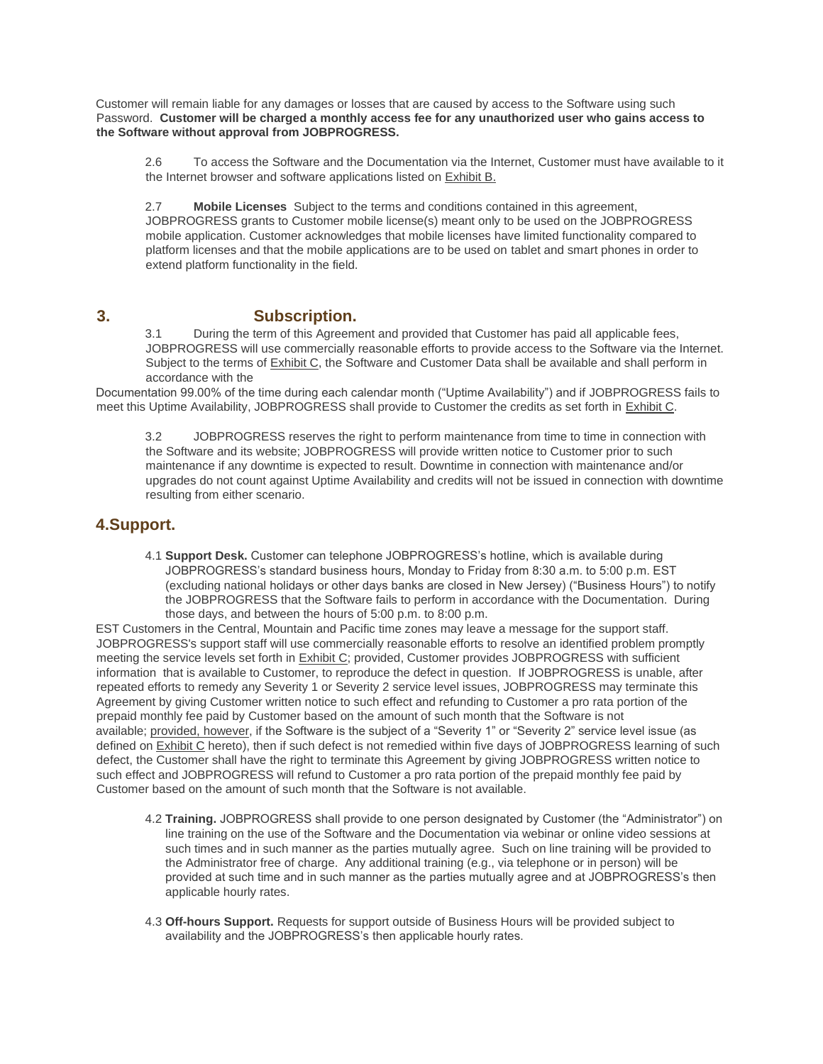Customer will remain liable for any damages or losses that are caused by access to the Software using such Password. **Customer will be charged a monthly access fee for any unauthorized user who gains access to the Software without approval from JOBPROGRESS.**

2.6 To access the Software and the Documentation via the Internet, Customer must have available to it the Internet browser and software applications listed on Exhibit B.

2.7 **Mobile Licenses** Subject to the terms and conditions contained in this agreement, JOBPROGRESS grants to Customer mobile license(s) meant only to be used on the JOBPROGRESS mobile application. Customer acknowledges that mobile licenses have limited functionality compared to platform licenses and that the mobile applications are to be used on tablet and smart phones in order to extend platform functionality in the field.

## 3. Subscription.

3.1 During the term of this Agreement and provided that Customer has paid all applicable fees, JOBPROGRESS will use commercially reasonable efforts to provide access to the Software via the Internet. Subject to the terms of Exhibit C, the Software and Customer Data shall be available and shall perform in accordance with the Documentation 99.00% of the time during each calendar month ("Uptime Availability") and if JOBPROGRESS fails to meet this Uptime Availability, JOBPROGRESS shall provide to Customer the credits as set forth in Exhibit C.

3.2 JOBPROGRESS reserves the right to perform maintenance from time to time in connection with the Software and its website; JOBPROGRESS will provide written notice to Customer prior to such maintenance if any downtime is expected to result. Downtime in connection with maintenance and/or upgrades do not count against Uptime Availability and credits will not be issued in connection with downtime resulting from either scenario.

## 4. Support.

4.1 **Support Desk.** Customer can telephone JOBPROGRESS's hotline, which is available during JOBPROGRESS's standard business hours, Monday to Friday from 8:30 a.m. to 5:00 p.m. EST (excluding national holidays or other days banks are closed in New Jersey) ("Business Hours") to notify the JOBPROGRESS that the Software fails to perform in accordance with the Documentation. During those days, and between the hours of 5:00 p.m. to 8:00 p.m. EST Customers in the Central, Mountain and Pacific time zones may leave a message for the support staff. JOBPROGRESS's support staff will use commercially reasonable efforts to resolve an identified problem promptly meeting the service levels set forth in Exhibit C; provided, Customer provides JOBPROGRESS with sufficient information that is available to Customer, to reproduce the defect in question. If JOBPROGRESS is unable, after repeated efforts to remedy any Severity 1 or Severity 2 service level issues, JOBPROGRESS may terminate this Agreement by giving Customer written notice to such effect and refunding to Customer a pro rata portion of the prepaid monthly fee paid by Customer based on the amount of such month that the Software is not available; provided, however, if the Software is the subject of a "Severity 1" or "Severity 2" service level issue (as defined on Exhibit C hereto), then if such defect is not remedied within five days of JOBPROGRESS learning of such defect, the Customer shall have the right to terminate this Agreement by giving JOBPROGRESS written notice to such effect and JOBPROGRESS will refund to Customer a pro rata portion of the prepaid monthly fee paid by Customer based on the amount of such month that the Software is not available.

4.2 **Training.** JOBPROGRESS shall provide to one person designated by Customer (the "Administrator") on line training on the use of the Software and the Documentation via webinar or online video sessions at such times and in such manner as the parties mutually agree. Such on line training will be provided to the Administrator free of charge. Any additional training (e.g., via telephone or in person) will be provided at such time and in such manner as the parties mutually agree and at JOBPROGRESS's then applicable hourly rates.

4.3 **Off-hours Support.** Requests for support outside of Business Hours will be provided subject to availability and the JOBPROGRESS's then applicable hourly rates.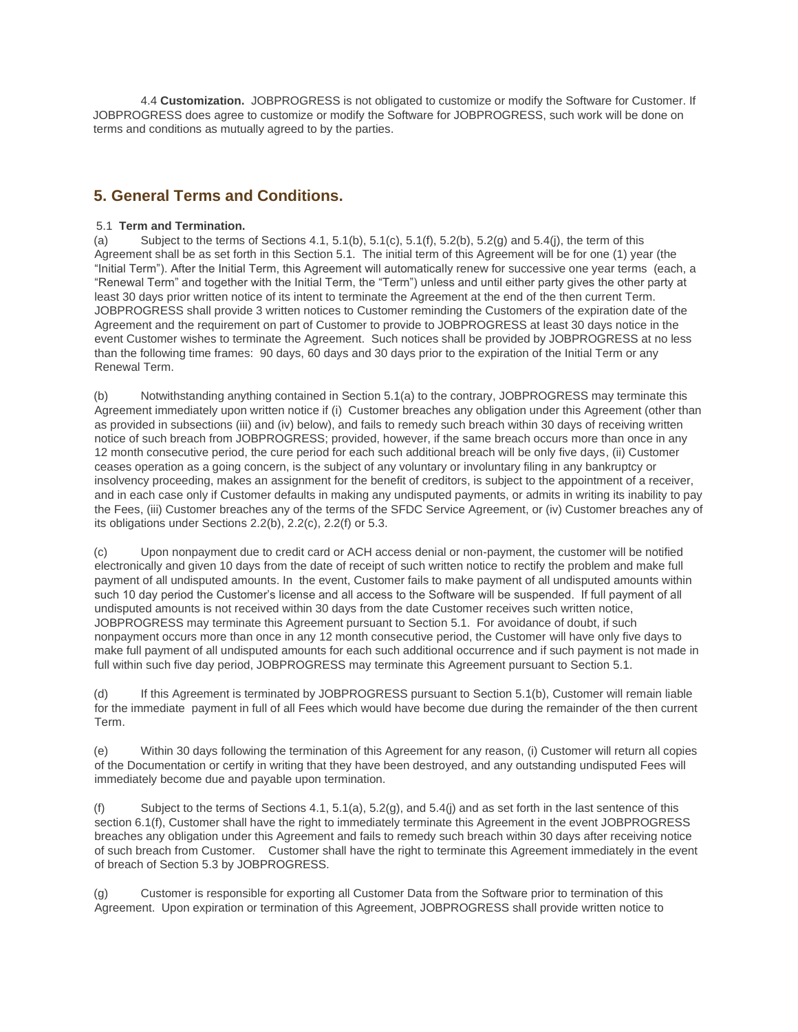4.4 **Customization.** JOBPROGRESS is not obligated to customize or modify the Software for Customer. If JOBPROGRESS does agree to customize or modify the Software for JOBPROGRESS, such work will be done on terms and conditions as mutually agreed to by the parties.

## 5. General Terms and Conditions.

5.1 **Term and Termination.**

(a) Subject to the terms of Sections 4.1, 5.1(b), 5.1(c), 5.1(f), 5.2(b), 5.2(g) and 5.4(j), the term of this Agreement shall be as set forth in this Section 5.1. The initial term of this Agreement will be for one (1) year (the "Initial Term"). After the Initial Term, this Agreement will automatically renew for successive one year terms (each, a "Renewal Term" and together with the Initial Term, the "Term") unless and until either party gives the other party at least 30 days prior written notice of its intent to terminate the Agreement at the end of the then current Term. JOBPROGRESS shall provide 3 written notices to Customer reminding the Customers of the expiration date of the Agreement and the requirement on part of Customer to provide to JOBPROGRESS at least 30 days notice in the event Customer wishes to terminate the Agreement. Such notices shall be provided by JOBPROGRESS at no less than the following time frames: 90 days, 60 days and 30 days prior to the expiration of the Initial Term or any Renewal Term.

(b) Notwithstanding anything contained in Section 5.1(a) to the contrary, JOBPROGRESS may terminate this Agreement immediately upon written notice if (i) Customer breaches any obligation under this Agreement (other than as provided in subsections (iii) and (iv) below), and fails to remedy such breach within 30 days of receiving written notice of such breach from JOBPROGRESS; provided, however, if the same breach occurs more than once in any 12 month consecutive period, the cure period for each such additional breach will be only five days, (ii) Customer ceases operation as a going concern, is the subject of any voluntary or involuntary filing in any bankruptcy or insolvency proceeding, makes an assignment for the benefit of creditors, is subject to the appointment of a receiver, and in each case only if Customer defaults in making any undisputed payments, or admits in writing its inability to pay the Fees, (iii) Customer breaches any of the terms of the SFDC Service Agreement, or (iv) Customer breaches any of its obligations under Sections 2.2(b), 2.2(c), 2.2(f) or 5.3.

(c) Upon nonpayment due to credit card or ACH access denial or non-payment, the customer will be notified electronically and given 10 days from the date of receipt of such written notice to rectify the problem and make full payment of all undisputed amounts. In the event, Customer fails to make payment of all undisputed amounts within such 10 day period the Customer's license and all access to the Software will be suspended. If full payment of all undisputed amounts is not received within 30 days from the date Customer receives such written notice, JOBPROGRESS may terminate this Agreement pursuant to Section 5.1. For avoidance of doubt, if such nonpayment occurs more than once in any 12 month consecutive period, the Customer will have only five days to make full payment of all undisputed amounts for each such additional occurrence and if such payment is not made in full within such five day period, JOBPROGRESS may terminate this Agreement pursuant to Section 5.1.

(d) If this Agreement is terminated by JOBPROGRESS pursuant to Section 5.1(b), Customer will remain liable for the immediate payment in full of all Fees which would have become due during the remainder of the then current Term.

(e) Within 30 days following the termination of this Agreement for any reason, (i) Customer will return all copies of the Documentation or certify in writing that they have been destroyed, and any outstanding undisputed Fees will immediately become due and payable upon termination.

(f) Subject to the terms of Sections 4.1, 5.1(a), 5.2(g), and 5.4(j) and as set forth in the last sentence of this section 6.1(f), Customer shall have the right to immediately terminate this Agreement in the event JOBPROGRESS breaches any obligation under this Agreement and fails to remedy such breach within 30 days after receiving notice of such breach from Customer. Customer shall have the right to terminate this Agreement immediately in the event of breach of Section 5.3 by JOBPROGRESS.

(g) Customer is responsible for exporting all Customer Data from the Software prior to termination of this Agreement. Upon expiration or termination of this Agreement, JOBPROGRESS shall provide written notice to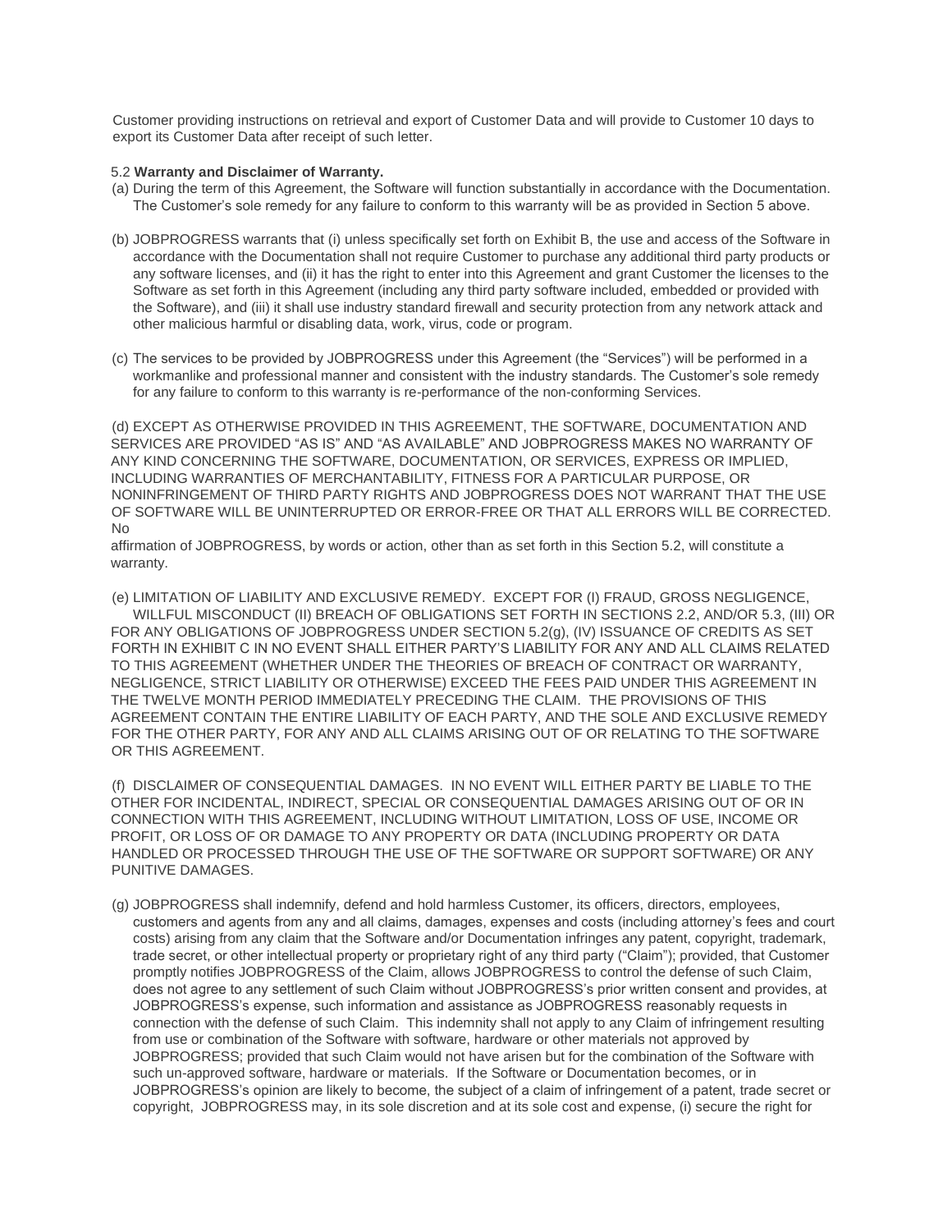Customer providing instructions on retrieval and export of Customer Data and will provide to Customer 10 days to export its Customer Data after receipt of such letter.

5.2 **Warranty and Disclaimer of Warranty.**

(a) During the term of this Agreement, the Software will function substantially in accordance with the Documentation. The Customer's sole remedy for any failure to conform to this warranty will be as provided in Section 5 above.

(b) JOBPROGRESS warrants that (i) unless specifically set forth on Exhibit B, the use and access of the Software in accordance with the Documentation shall not require Customer to purchase any additional third party products or any software licenses, and (ii) it has the right to enter into this Agreement and grant Customer the licenses to the Software as set forth in this Agreement (including any third party software included, embedded or provided with the Software), and (iii) it shall use industry standard firewall and security protection from any network attack and other malicious harmful or disabling data, work, virus, code or program.

(c) The services to be provided by JOBPROGRESS under this Agreement (the "Services") will be performed in a workmanlike and professional manner and consistent with the industry standards. The Customer's sole remedy for any failure to conform to this warranty is re-performance of the non-conforming Services.

(d) EXCEPT AS OTHERWISE PROVIDED IN THIS AGREEMENT, THE SOFTWARE, DOCUMENTATION AND SERVICES ARE PROVIDED "AS IS" AND "AS AVAILABLE" AND JOBPROGRESS MAKES NO WARRANTY OF ANY KIND CONCERNING THE SOFTWARE, DOCUMENTATION, OR SERVICES, EXPRESS OR IMPLIED, INCLUDING WARRANTIES OF MERCHANTABILITY, FITNESS FOR A PARTICULAR PURPOSE, OR NONINFRINGEMENT OF THIRD PARTY RIGHTS AND JOBPROGRESS DOES NOT WARRANT THAT THE USE OF SOFTWARE WILL BE UNINTERRUPTED OR ERROR-FREE OR THAT ALL ERRORS WILL BE CORRECTED. No affirmation of JOBPROGRESS, by words or action, other than as set forth in this Section 5.2, will constitute a warranty.

(e) LIMITATION OF LIABILITY AND EXCLUSIVE REMEDY. EXCEPT FOR (I) FRAUD, GROSS NEGLIGENCE, WILLFUL MISCONDUCT (II) BREACH OF OBLIGATIONS SET FORTH IN SECTIONS 2.2, AND/OR 5.3, (III) OR FOR ANY OBLIGATIONS OF JOBPROGRESS UNDER SECTION 5.2(g), (IV) ISSUANCE OF CREDITS AS SET FORTH IN EXHIBIT C IN NO EVENT SHALL EITHER PARTY'S LIABILITY FOR ANY AND ALL CLAIMS RELATED TO THIS AGREEMENT (WHETHER UNDER THE THEORIES OF BREACH OF CONTRACT OR WARRANTY, NEGLIGENCE, STRICT LIABILITY OR OTHERWISE) EXCEED THE FEES PAID UNDER THIS AGREEMENT IN THE TWELVE MONTH PERIOD IMMEDIATELY PRECEDING THE CLAIM. THE PROVISIONS OF THIS AGREEMENT CONTAIN THE ENTIRE LIABILITY OF EACH PARTY, AND THE SOLE AND EXCLUSIVE REMEDY FOR THE OTHER PARTY, FOR ANY AND ALL CLAIMS ARISING OUT OF OR RELATING TO THE SOFTWARE OR THIS AGREEMENT.

(f) DISCLAIMER OF CONSEQUENTIAL DAMAGES. IN NO EVENT WILL EITHER PARTY BE LIABLE TO THE OTHER FOR INCIDENTAL, INDIRECT, SPECIAL OR CONSEQUENTIAL DAMAGES ARISING OUT OF OR IN CONNECTION WITH THIS AGREEMENT, INCLUDING WITHOUT LIMITATION, LOSS OF USE, INCOME OR PROFIT, OR LOSS OF OR DAMAGE TO ANY PROPERTY OR DATA (INCLUDING PROPERTY OR DATA HANDLED OR PROCESSED THROUGH THE USE OF THE SOFTWARE OR SUPPORT SOFTWARE) OR ANY PUNITIVE DAMAGES.

(g) JOBPROGRESS shall indemnify, defend and hold harmless Customer, its officers, directors, employees, customers and agents from any and all claims, damages, expenses and costs (including attorney's fees and court costs) arising from any claim that the Software and/or Documentation infringes any patent, copyright, trademark, trade secret, or other intellectual property or proprietary right of any third party ("Claim"); provided, that Customer promptly notifies JOBPROGRESS of the Claim, allows JOBPROGRESS to control the defense of such Claim, does not agree to any settlement of such Claim without JOBPROGRESS's prior written consent and provides, at JOBPROGRESS's expense, such information and assistance as JOBPROGRESS reasonably requests in connection with the defense of such Claim. This indemnity shall not apply to any Claim of infringement resulting from use or combination of the Software with software, hardware or other materials not approved by JOBPROGRESS; provided that such Claim would not have arisen but for the combination of the Software with such un-approved software, hardware or materials. If the Software or Documentation becomes, or in JOBPROGRESS's opinion are likely to become, the subject of a claim of infringement of a patent, trade secret or copyright, JOBPROGRESS may, in its sole discretion and at its sole cost and expense, (i) secure the right for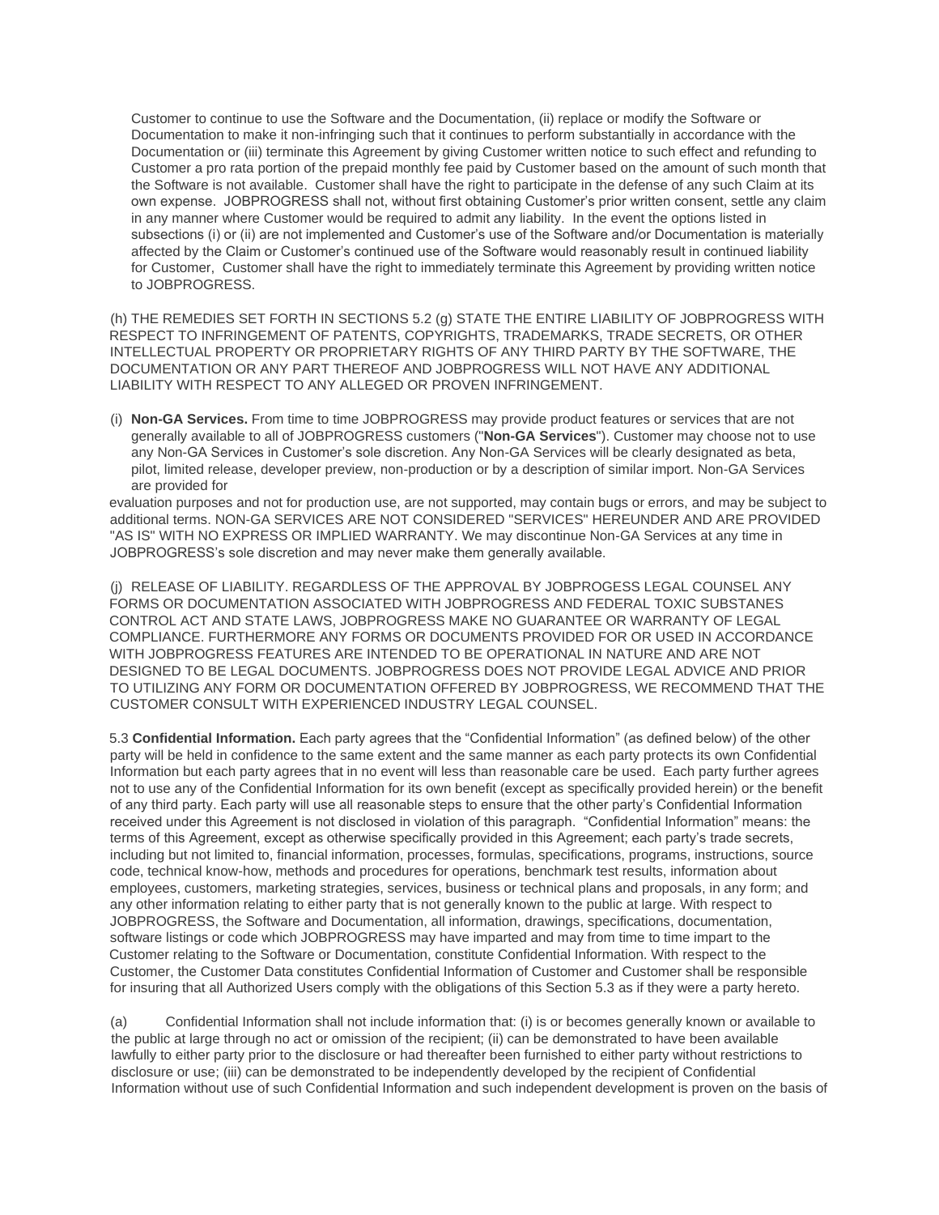Customer to continue to use the Software and the Documentation, (ii) replace or modify the Software or Documentation to make it non-infringing such that it continues to perform substantially in accordance with the Documentation or (iii) terminate this Agreement by giving Customer written notice to such effect and refunding to Customer a pro rata portion of the prepaid monthly fee paid by Customer based on the amount of such month that the Software is not available. Customer shall have the right to participate in the defense of any such Claim at its own expense. JOBPROGRESS shall not, without first obtaining Customer's prior written consent, settle any claim in any manner where Customer would be required to admit any liability. In the event the options listed in subsections (i) or (ii) are not implemented and Customer's use of the Software and/or Documentation is materially affected by the Claim or Customer's continued use of the Software would reasonably result in continued liability for Customer, Customer shall have the right to immediately terminate this Agreement by providing written notice to JOBPROGRESS.

(h) THE REMEDIES SET FORTH IN SECTIONS 5.2 (g) STATE THE ENTIRE LIABILITY OF JOBPROGRESS WITH RESPECT TO INFRINGEMENT OF PATENTS, COPYRIGHTS, TRADEMARKS, TRADE SECRETS, OR OTHER INTELLECTUAL PROPERTY OR PROPRIETARY RIGHTS OF ANY THIRD PARTY BY THE SOFTWARE, THE DOCUMENTATION OR ANY PART THEREOF AND JOBPROGRESS WILL NOT HAVE ANY ADDITIONAL LIABILITY WITH RESPECT TO ANY ALLEGED OR PROVEN INFRINGEMENT.

(i) **Non-GA Services.** From time to time JOBPROGRESS may provide product features or services that are not generally available to all of JOBPROGRESS customers ("**Non-GA Services**"). Customer may choose not to use any Non-GA Services in Customer's sole discretion. Any Non-GA Services will be clearly designated as beta, pilot, limited release, developer preview, non-production or by a description of similar import. Non-GA Services are provided for evaluation purposes and not for production use, are not supported, may contain bugs or errors, and may be subject to additional terms. NON-GA SERVICES ARE NOT CONSIDERED "SERVICES" HEREUNDER AND ARE PROVIDED "AS IS" WITH NO EXPRESS OR IMPLIED WARRANTY. We may discontinue Non-GA Services at any time in JOBPROGRESS's sole discretion and may never make them generally available.

(j) RELEASE OF LIABILITY. REGARDLESS OF THE APPROVAL BY JOBPROGESS LEGAL COUNSEL ANY FORMS OR DOCUMENTATION ASSOCIATED WITH JOBPROGRESS AND FEDERAL TOXIC SUBSTANES CONTROL ACT AND STATE LAWS, JOBPROGRESS MAKE NO GUARANTEE OR WARRANTY OF LEGAL COMPLIANCE. FURTHERMORE ANY FORMS OR DOCUMENTS PROVIDED FOR OR USED IN ACCORDANCE WITH JOBPROGRESS FEATURES ARE INTENDED TO BE OPERATIONAL IN NATURE AND ARE NOT DESIGNED TO BE LEGAL DOCUMENTS. JOBPROGRESS DOES NOT PROVIDE LEGAL ADVICE AND PRIOR TO UTILIZING ANY FORM OR DOCUMENTATION OFFERED BY JOBPROGRESS, WE RECOMMEND THAT THE CUSTOMER CONSULT WITH EXPERIENCED INDUSTRY LEGAL COUNSEL.

5.3 **Confidential Information.** Each party agrees that the "Confidential Information" (as defined below) of the other party will be held in confidence to the same extent and the same manner as each party protects its own Confidential Information but each party agrees that in no event will less than reasonable care be used. Each party further agrees not to use any of the Confidential Information for its own benefit (except as specifically provided herein) or the benefit of any third party. Each party will use all reasonable steps to ensure that the other party's Confidential Information received under this Agreement is not disclosed in violation of this paragraph. "Confidential Information" means: the terms of this Agreement, except as otherwise specifically provided in this Agreement; each party's trade secrets, including but not limited to, financial information, processes, formulas, specifications, programs, instructions, source code, technical know-how, methods and procedures for operations, benchmark test results, information about employees, customers, marketing strategies, services, business or technical plans and proposals, in any form; and any other information relating to either party that is not generally known to the public at large. With respect to JOBPROGRESS, the Software and Documentation, all information, drawings, specifications, documentation, software listings or code which JOBPROGRESS may have imparted and may from time to time impart to the Customer relating to the Software or Documentation, constitute Confidential Information. With respect to the Customer, the Customer Data constitutes Confidential Information of Customer and Customer shall be responsible for insuring that all Authorized Users comply with the obligations of this Section 5.3 as if they were a party hereto.

(a) Confidential Information shall not include information that: (i) is or becomes generally known or available to the public at large through no act or omission of the recipient; (ii) can be demonstrated to have been available lawfully to either party prior to the disclosure or had thereafter been furnished to either party without restrictions to disclosure or use; (iii) can be demonstrated to be independently developed by the recipient of Confidential Information without use of such Confidential Information and such independent development is proven on the basis of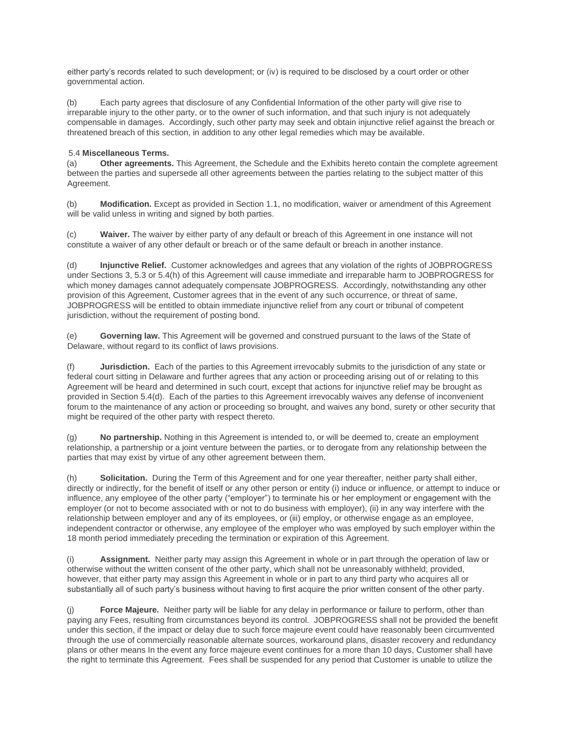either party's records related to such development; or (iv) is required to be disclosed by a court order or other governmental action.

(b) Each party agrees that disclosure of any Confidential Information of the other party will give rise to irreparable injury to the other party, or to the owner of such information, and that such injury is not adequately compensable in damages. Accordingly, such other party may seek and obtain injunctive relief against the breach or threatened breach of this section, in addition to any other legal remedies which may be available.

5.4 **Miscellaneous Terms.**

(a) **Other agreements.** This Agreement, the Schedule and the Exhibits hereto contain the complete agreement between the parties and supersede all other agreements between the parties relating to the subject matter of this Agreement.

(b) **Modification.** Except as provided in Section 1.1, no modification, waiver or amendment of this Agreement will be valid unless in writing and signed by both parties.

(c) **Waiver.** The waiver by either party of any default or breach of this Agreement in one instance will not constitute a waiver of any other default or breach or of the same default or breach in another instance.

(d) **Injunctive Relief.** Customer acknowledges and agrees that any violation of the rights of JOBPROGRESS under Sections 3, 5.3 or 5.4(h) of this Agreement will cause immediate and irreparable harm to JOBPROGRESS for which money damages cannot adequately compensate JOBPROGRESS. Accordingly, notwithstanding any other provision of this Agreement, Customer agrees that in the event of any such occurrence, or threat of same, JOBPROGRESS will be entitled to obtain immediate injunctive relief from any court or tribunal of competent jurisdiction, without the requirement of posting bond.

(e) **Governing law.** This Agreement will be governed and construed pursuant to the laws of the State of Delaware, without regard to its conflict of laws provisions.

(f) **Jurisdiction.** Each of the parties to this Agreement irrevocably submits to the jurisdiction of any state or federal court sitting in Delaware and further agrees that any action or proceeding arising out of or relating to this Agreement will be heard and determined in such court, except that actions for injunctive relief may be brought as provided in Section 5.4(d). Each of the parties to this Agreement irrevocably waives any defense of inconvenient forum to the maintenance of any action or proceeding so brought, and waives any bond, surety or other security that might be required of the other party with respect thereto.

(g) **No partnership.** Nothing in this Agreement is intended to, or will be deemed to, create an employment relationship, a partnership or a joint venture between the parties, or to derogate from any relationship between the parties that may exist by virtue of any other agreement between them.

(h) **Solicitation.** During the Term of this Agreement and for one year thereafter, neither party shall either, directly or indirectly, for the benefit of itself or any other person or entity (i) induce or influence, or attempt to induce or influence, any employee of the other party ("employer") to terminate his or her employment or engagement with the employer (or not to become associated with or not to do business with employer), (ii) in any way interfere with the relationship between employer and any of its employees, or (iii) employ, or otherwise engage as an employee, independent contractor or otherwise, any employee of the employer who was employed by such employer within the 18 month period immediately preceding the termination or expiration of this Agreement.

(i) **Assignment.** Neither party may assign this Agreement in whole or in part through the operation of law or otherwise without the written consent of the other party, which shall not be unreasonably withheld; provided, however, that either party may assign this Agreement in whole or in part to any third party who acquires all or substantially all of such party's business without having to first acquire the prior written consent of the other party.

(j) **Force Majeure.** Neither party will be liable for any delay in performance or failure to perform, other than paying any Fees, resulting from circumstances beyond its control. JOBPROGRESS shall not be provided the benefit under this section, if the impact or delay due to such force majeure event could have reasonably been circumvented through the use of commercially reasonable alternate sources, workaround plans, disaster recovery and redundancy plans or other means In the event any force majeure event continues for a more than 10 days, Customer shall have the right to terminate this Agreement. Fees shall be suspended for any period that Customer is unable to utilize the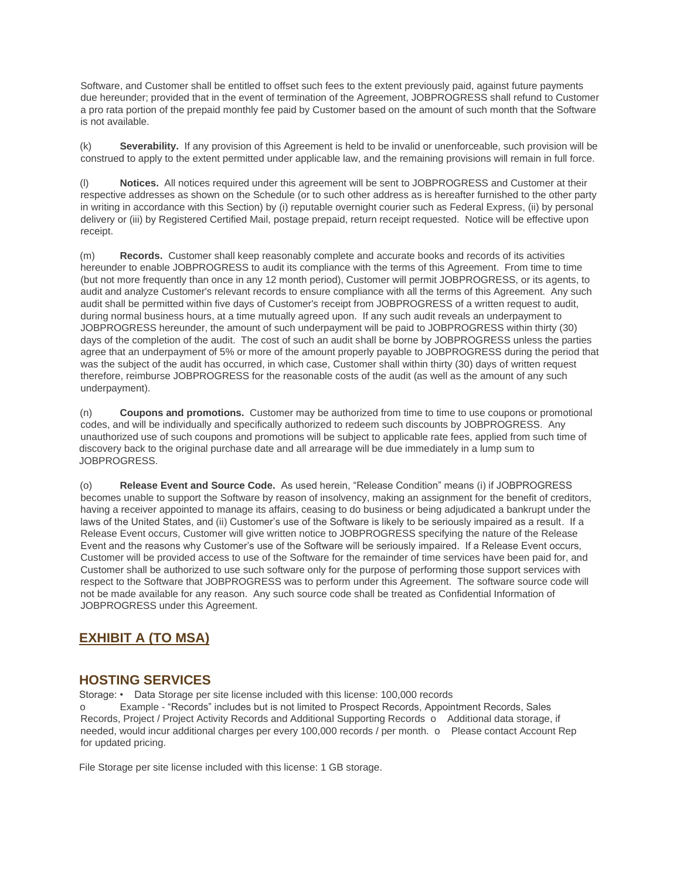Software, and Customer shall be entitled to offset such fees to the extent previously paid, against future payments due hereunder; provided that in the event of termination of the Agreement, JOBPROGRESS shall refund to Customer a pro rata portion of the prepaid monthly fee paid by Customer based on the amount of such month that the Software is not available.

(k) **Severability.** If any provision of this Agreement is held to be invalid or unenforceable, such provision will be construed to apply to the extent permitted under applicable law, and the remaining provisions will remain in full force.

(l) **Notices.** All notices required under this agreement will be sent to JOBPROGRESS and Customer at their respective addresses as shown on the Schedule (or to such other address as is hereafter furnished to the other party in writing in accordance with this Section) by (i) reputable overnight courier such as Federal Express, (ii) by personal delivery or (iii) by Registered Certified Mail, postage prepaid, return receipt requested. Notice will be effective upon receipt.

(m) **Records.** Customer shall keep reasonably complete and accurate books and records of its activities hereunder to enable JOBPROGRESS to audit its compliance with the terms of this Agreement. From time to time (but not more frequently than once in any 12 month period), Customer will permit JOBPROGRESS, or its agents, to audit and analyze Customer's relevant records to ensure compliance with all the terms of this Agreement. Any such audit shall be permitted within five days of Customer's receipt from JOBPROGRESS of a written request to audit, during normal business hours, at a time mutually agreed upon. If any such audit reveals an underpayment to JOBPROGRESS hereunder, the amount of such underpayment will be paid to JOBPROGRESS within thirty (30) days of the completion of the audit. The cost of such an audit shall be borne by JOBPROGRESS unless the parties agree that an underpayment of 5% or more of the amount properly payable to JOBPROGRESS during the period that was the subject of the audit has occurred, in which case, Customer shall within thirty (30) days of written request therefore, reimburse JOBPROGRESS for the reasonable costs of the audit (as well as the amount of any such underpayment).

(n) **Coupons and promotions.** Customer may be authorized from time to time to use coupons or promotional codes, and will be individually and specifically authorized to redeem such discounts by JOBPROGRESS. Any unauthorized use of such coupons and promotions will be subject to applicable rate fees, applied from such time of discovery back to the original purchase date and all arrearage will be due immediately in a lump sum to JOBPROGRESS.

(o) **Release Event and Source Code.** As used herein, "Release Condition" means (i) if JOBPROGRESS becomes unable to support the Software by reason of insolvency, making an assignment for the benefit of creditors, having a receiver appointed to manage its affairs, ceasing to do business or being adjudicated a bankrupt under the laws of the United States, and (ii) Customer's use of the Software is likely to be seriously impaired as a result. If a Release Event occurs, Customer will give written notice to JOBPROGRESS specifying the nature of the Release Event and the reasons why Customer's use of the Software will be seriously impaired. If a Release Event occurs, Customer will be provided access to use of the Software for the remainder of time services have been paid for, and Customer shall be authorized to use such software only for the purpose of performing those support services with respect to the Software that JOBPROGRESS was to perform under this Agreement. The software source code will not be made available for any reason. Any such source code shall be treated as Confidential Information of JOBPROGRESS under this Agreement.

## EXHIBIT A (TO MSA)

## HOSTING SERVICES

Storage:
- Data Storage per site license included with this license: 100,000 records
  - Example - "Records" includes but is not limited to Prospect Records, Appointment Records, Sales Records, Project / Project Activity Records and Additional Supporting Records
  - Additional data storage, if needed, would incur additional charges per every 100,000 records / per month.
  - Please contact Account Rep for updated pricing.

File Storage per site license included with this license: 1 GB storage.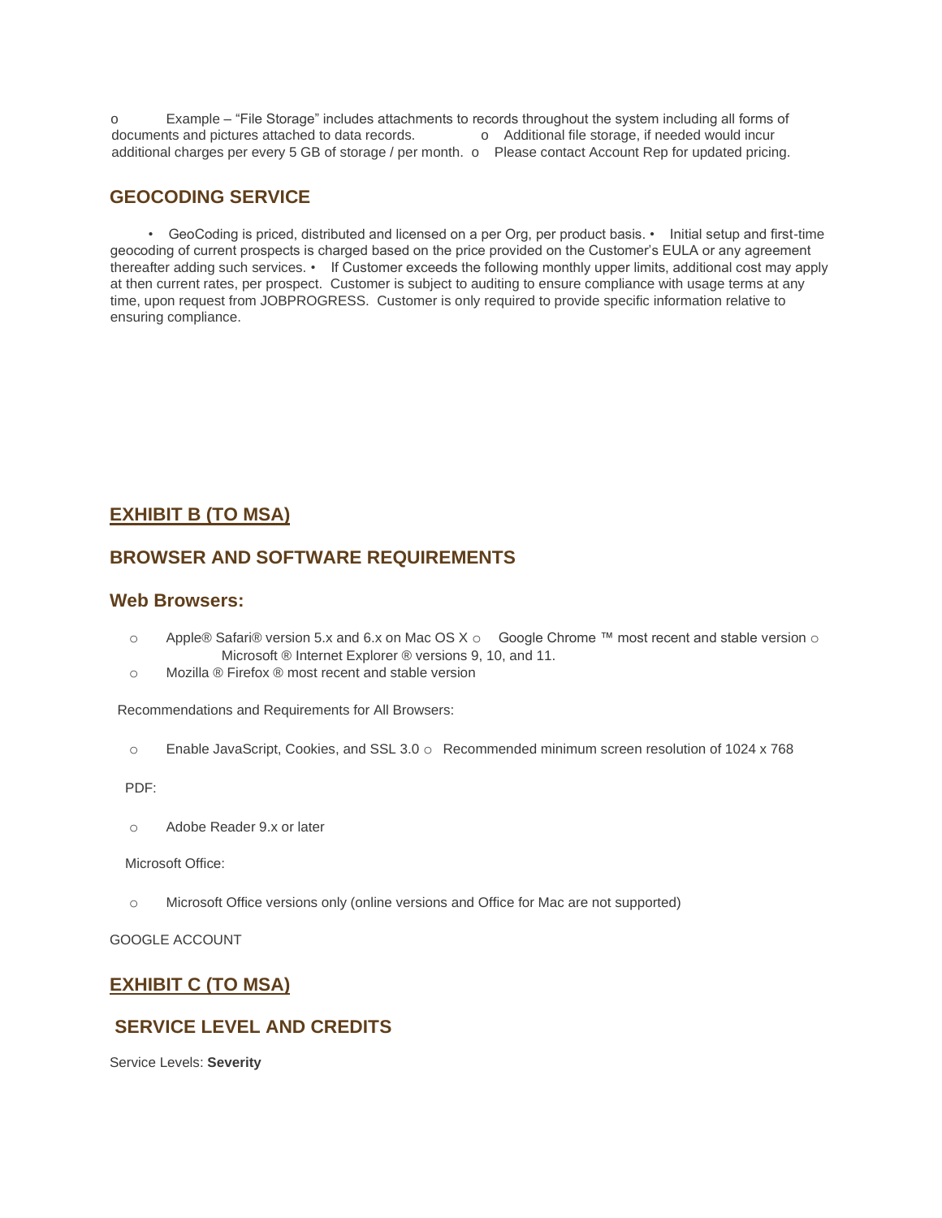- Example – "File Storage" includes attachments to records throughout the system including all forms of documents and pictures attached to data records.
  - Additional file storage, if needed would incur additional charges per every 5 GB of storage / per month.
  - Please contact Account Rep for updated pricing.

## GEOCODING SERVICE

- GeoCoding is priced, distributed and licensed on a per Org, per product basis.
- Initial setup and first-time geocoding of current prospects is charged based on the price provided on the Customer's EULA or any agreement thereafter adding such services.
- If Customer exceeds the following monthly upper limits, additional cost may apply at then current rates, per prospect. Customer is subject to auditing to ensure compliance with usage terms at any time, upon request from JOBPROGRESS. Customer is only required to provide specific information relative to ensuring compliance.

## EXHIBIT B (TO MSA)

## BROWSER AND SOFTWARE REQUIREMENTS

### Web Browsers:

- Apple® Safari® version 5.x and 6.x on Mac OS X
- Google Chrome ™ most recent and stable version
- Microsoft ® Internet Explorer ® versions 9, 10, and 11.
- Mozilla ® Firefox ® most recent and stable version

Recommendations and Requirements for All Browsers:

- Enable JavaScript, Cookies, and SSL 3.0
- Recommended minimum screen resolution of 1024 x 768

PDF:

- Adobe Reader 9.x or later

Microsoft Office:

- Microsoft Office versions only (online versions and Office for Mac are not supported)

GOOGLE ACCOUNT

## EXHIBIT C (TO MSA)

## SERVICE LEVEL AND CREDITS

Service Levels: **Severity**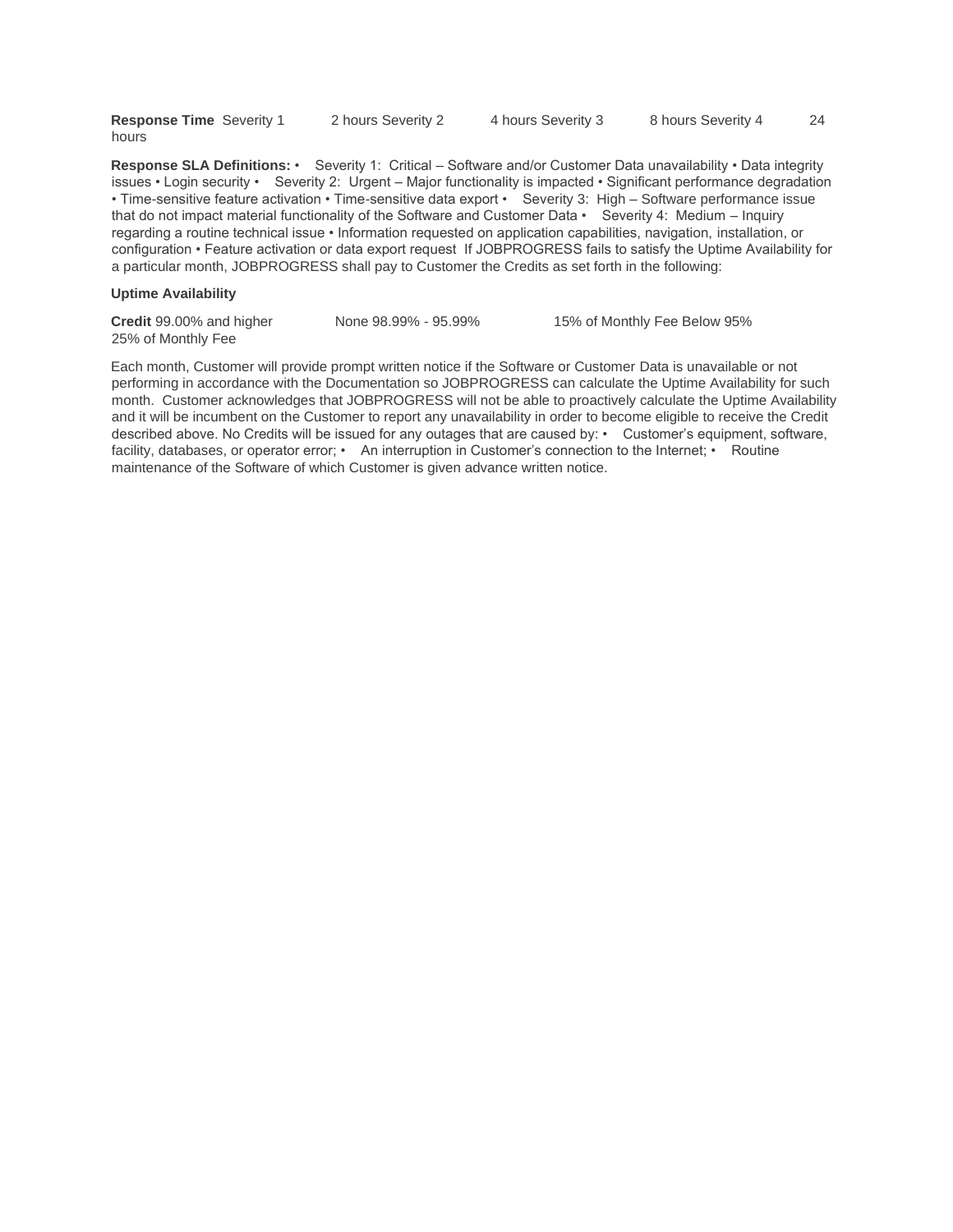**Response Time** Severity 1 2 hours Severity 2 4 hours Severity 3 8 hours Severity 4 24 hours

**Response SLA Definitions:** • Severity 1: Critical – Software and/or Customer Data unavailability • Data integrity issues • Login security • Severity 2: Urgent – Major functionality is impacted • Significant performance degradation • Time-sensitive feature activation • Time-sensitive data export • Severity 3: High – Software performance issue that do not impact material functionality of the Software and Customer Data • Severity 4: Medium – Inquiry regarding a routine technical issue • Information requested on application capabilities, navigation, installation, or configuration • Feature activation or data export request If JOBPROGRESS fails to satisfy the Uptime Availability for a particular month, JOBPROGRESS shall pay to Customer the Credits as set forth in the following:

**Uptime Availability**

**Credit** 99.00% and higher None 98.99% - 95.99% 15% of Monthly Fee Below 95% 25% of Monthly Fee

Each month, Customer will provide prompt written notice if the Software or Customer Data is unavailable or not performing in accordance with the Documentation so JOBPROGRESS can calculate the Uptime Availability for such month. Customer acknowledges that JOBPROGRESS will not be able to proactively calculate the Uptime Availability and it will be incumbent on the Customer to report any unavailability in order to become eligible to receive the Credit described above. No Credits will be issued for any outages that are caused by: • Customer's equipment, software, facility, databases, or operator error; • An interruption in Customer's connection to the Internet; • Routine maintenance of the Software of which Customer is given advance written notice.